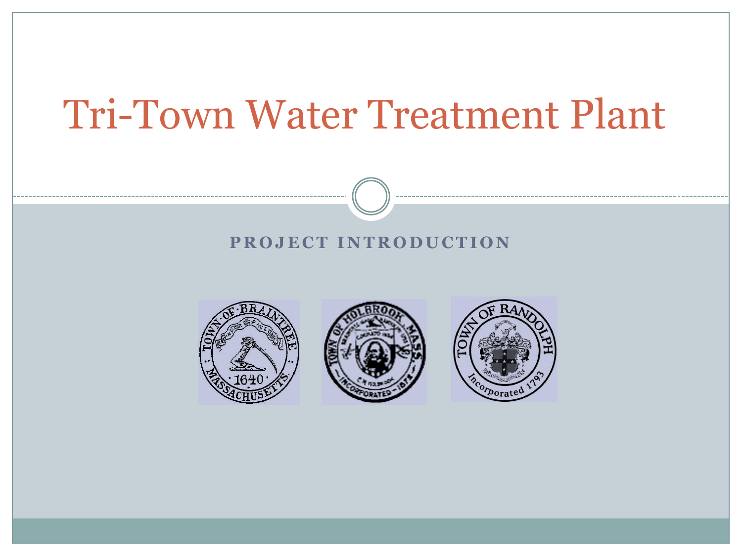# Tri-Town Water Treatment Plant

## PROJECT INTRODUCTION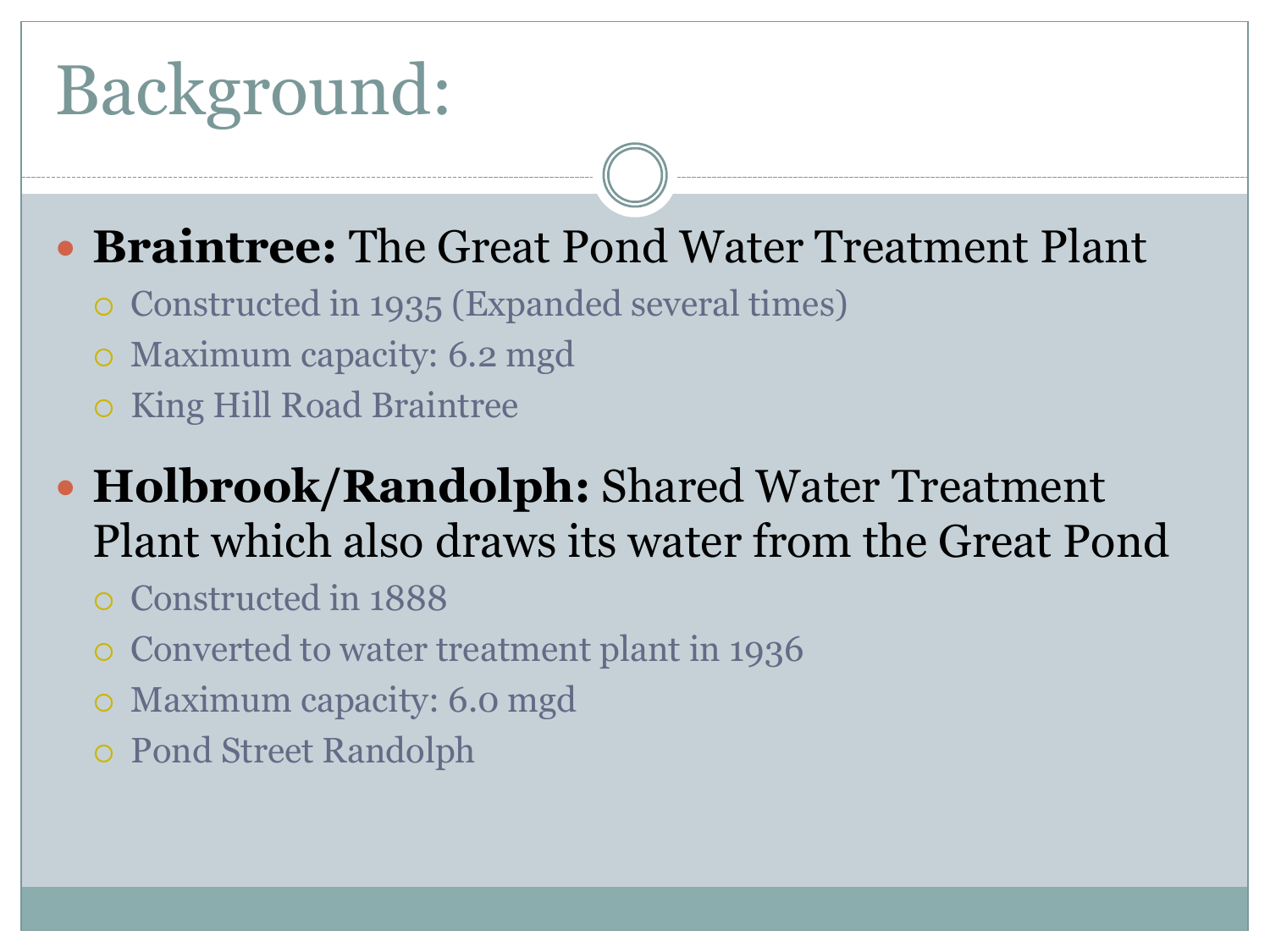# Background:

- **Braintree:** The Great Pond Water Treatment Plant
  - Constructed in 1935 (Expanded several times)
  - Maximum capacity: 6.2 mgd
  - King Hill Road Braintree
- **Holbrook/Randolph:** Shared Water Treatment Plant which also draws its water from the Great Pond
  - Constructed in 1888
  - Converted to water treatment plant in 1936
  - Maximum capacity: 6.0 mgd
  - Pond Street Randolph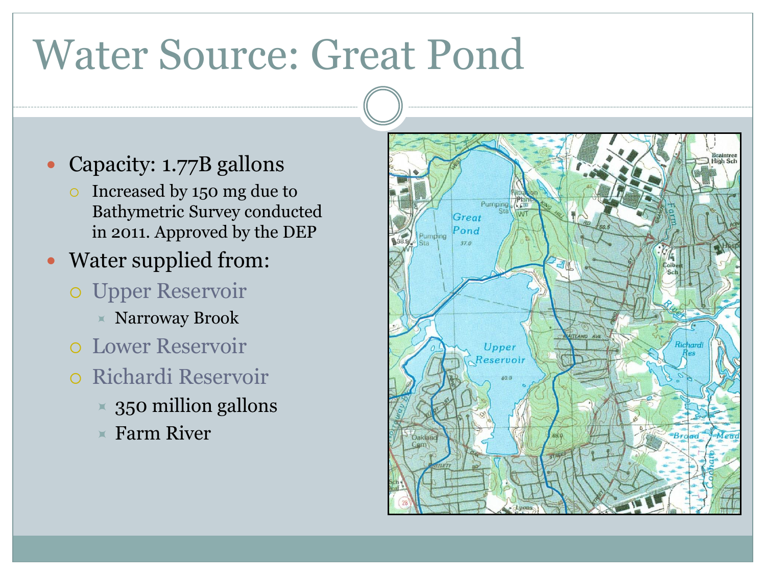# Water Source: Great Pond

- Capacity: 1.77B gallons
  - Increased by 150 mg due to Bathymetric Survey conducted in 2011. Approved by the DEP
- Water supplied from:
  - Upper Reservoir
    - Narroway Brook
  - Lower Reservoir
  - Richardi Reservoir
    - 350 million gallons
    - Farm River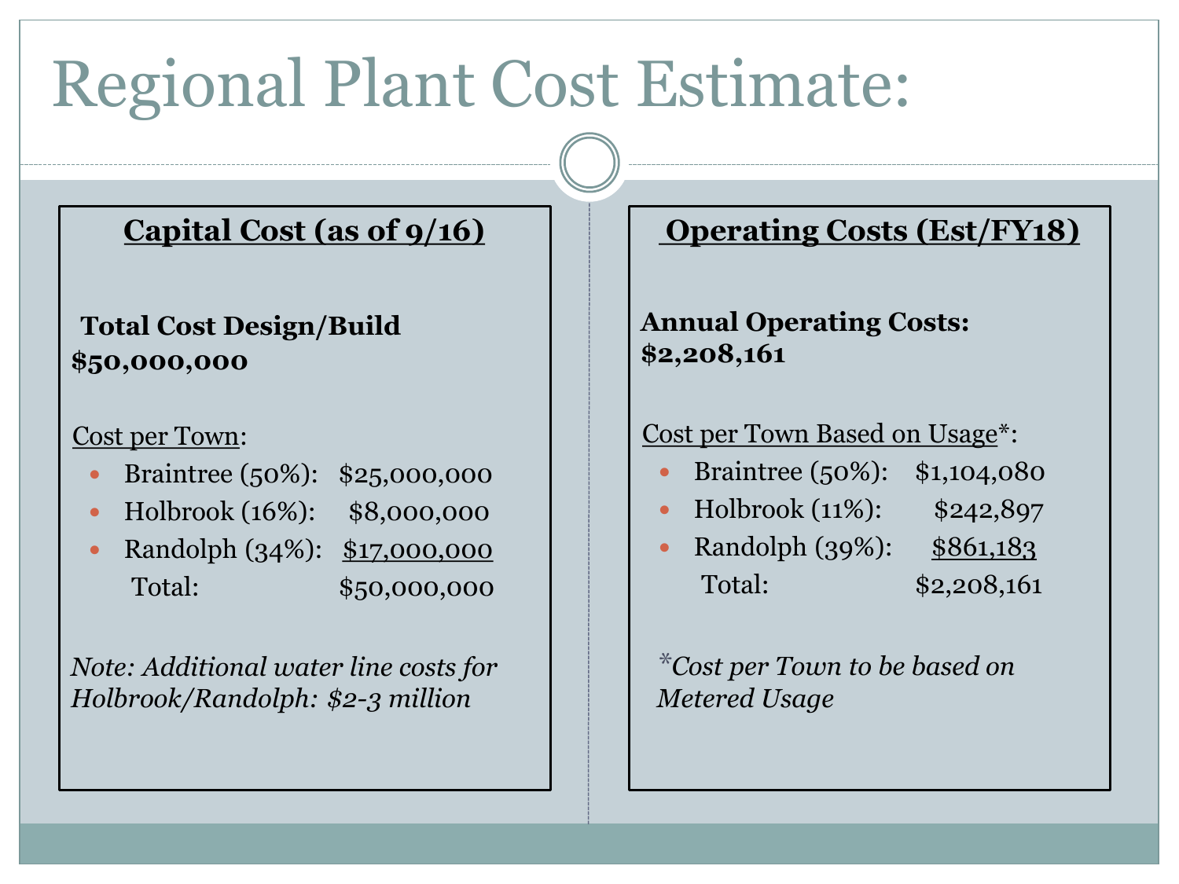# Regional Plant Cost Estimate:

## Capital Cost (as of 9/16)

**Total Cost Design/Build**
**$50,000,000**

Cost per Town:

- Braintree (50%): $25,000,000
- Holbrook (16%): $8,000,000
- Randolph (34%): $17,000,000

Total: $50,000,000

*Note: Additional water line costs for Holbrook/Randolph: $2-3 million*

## Operating Costs (Est/FY18)

**Annual Operating Costs:**
**$2,208,161**

Cost per Town Based on Usage*:

- Braintree (50%): $1,104,080
- Holbrook (11%): $242,897
- Randolph (39%): $861,183

Total: $2,208,161

**Cost per Town to be based on Metered Usage*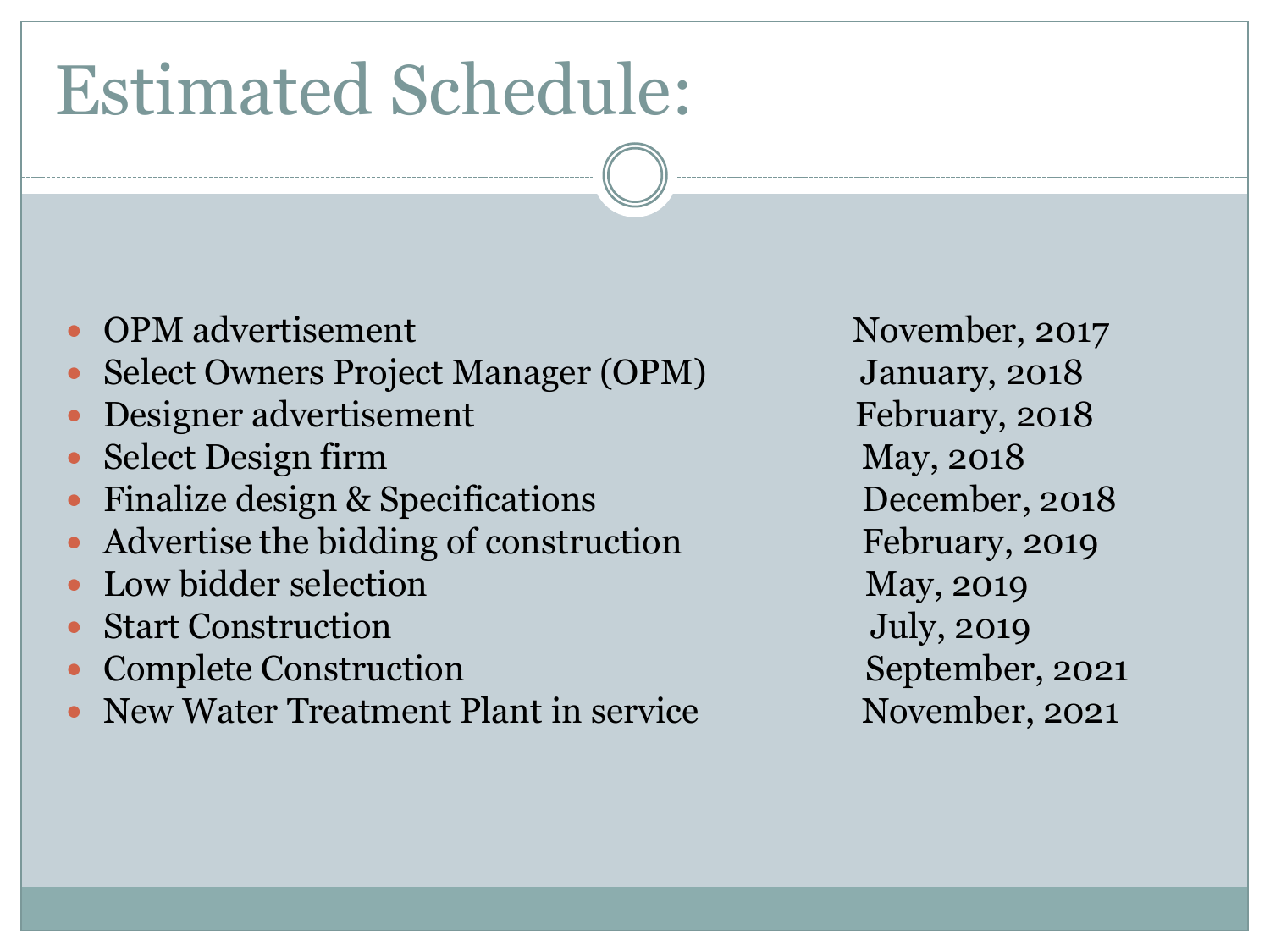# Estimated Schedule:

| Task | Date |
| --- | --- |
| OPM advertisement | November, 2017 |
| Select Owners Project Manager (OPM) | January, 2018 |
| Designer advertisement | February, 2018 |
| Select Design firm | May, 2018 |
| Finalize design & Specifications | December, 2018 |
| Advertise the bidding of construction | February, 2019 |
| Low bidder selection | May, 2019 |
| Start Construction | July, 2019 |
| Complete Construction | September, 2021 |
| New Water Treatment Plant in service | November, 2021 |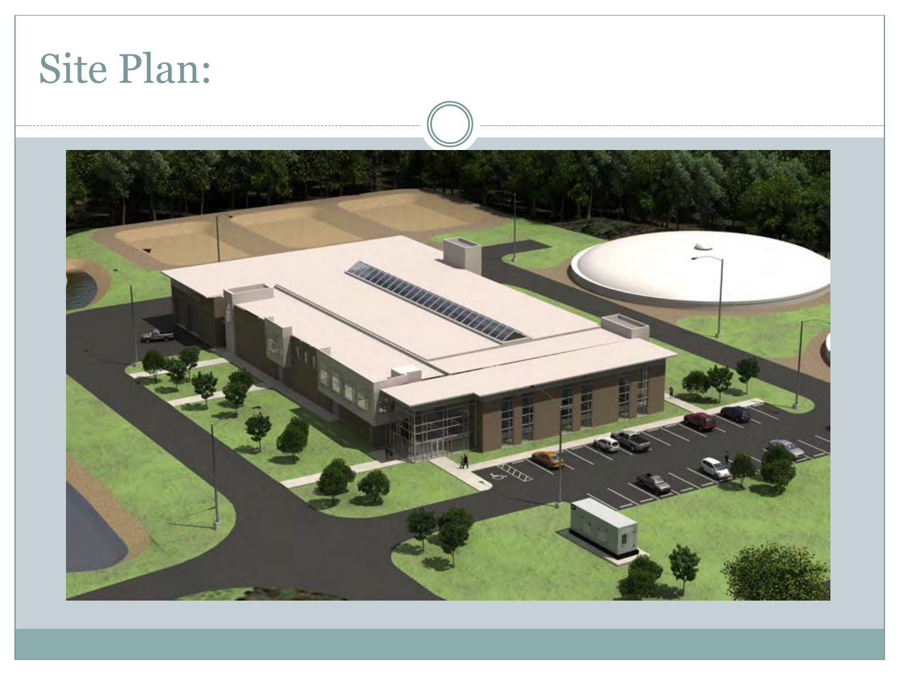# Site Plan: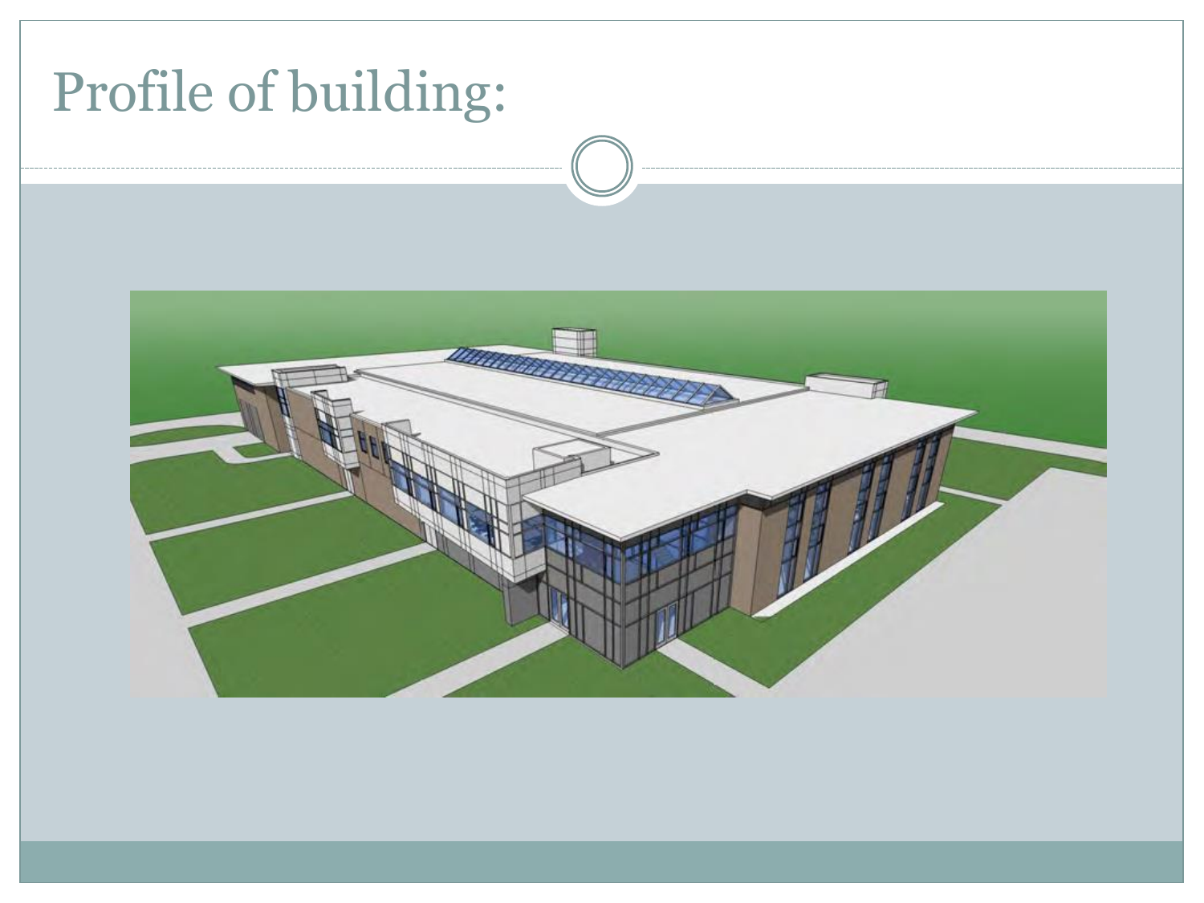# Profile of building: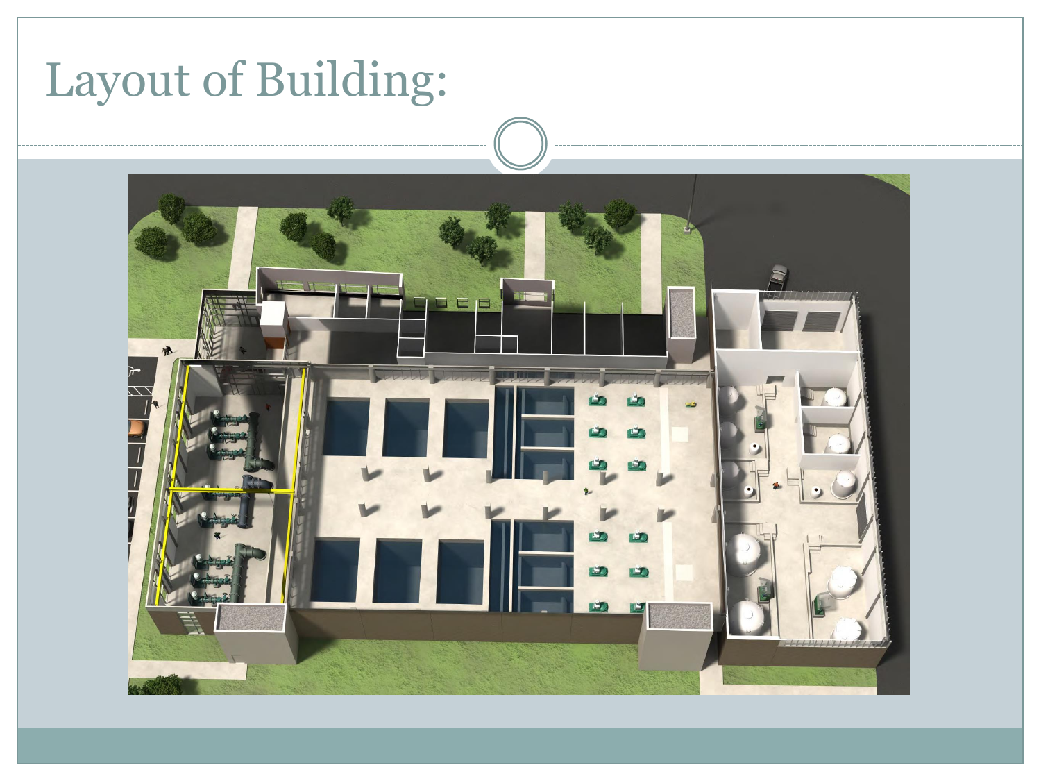# Layout of Building: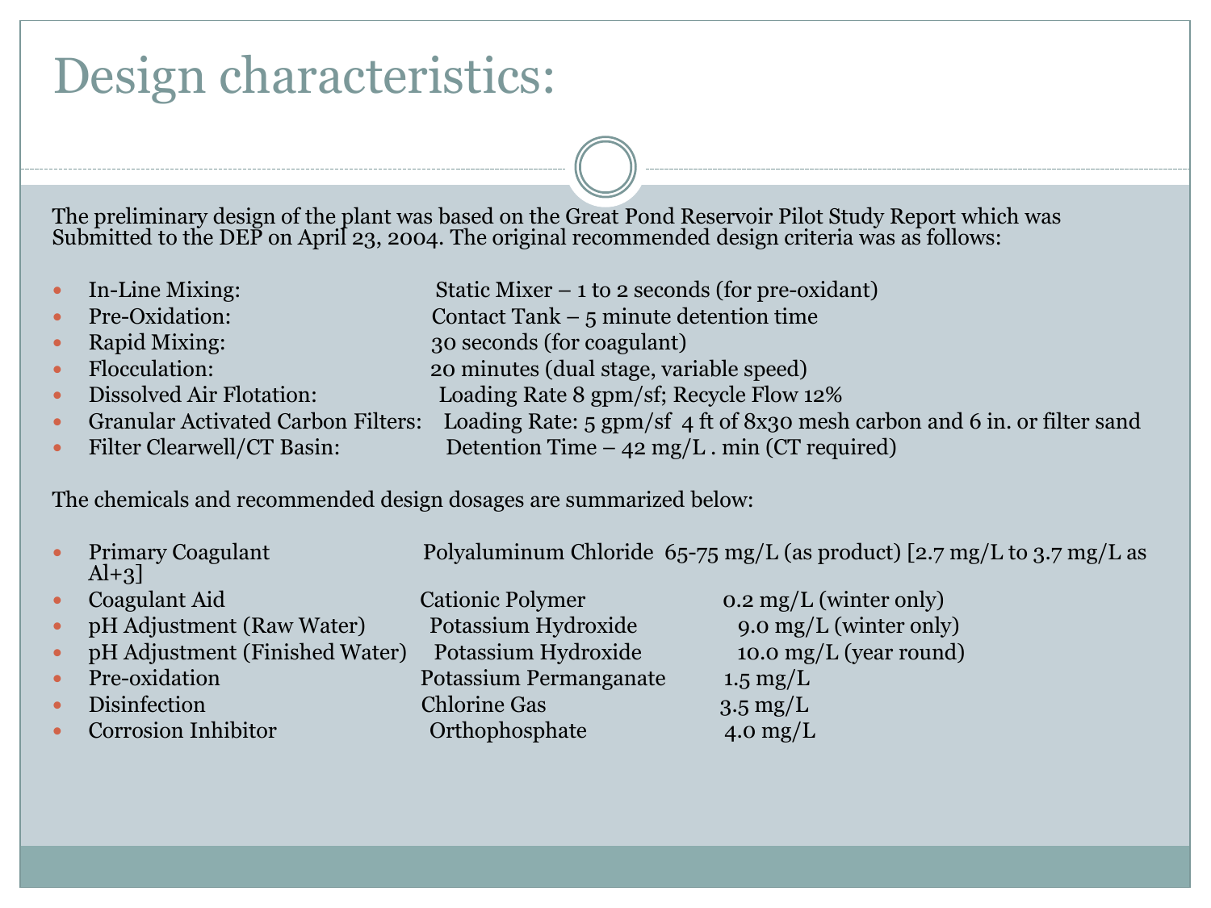# Design characteristics:

The preliminary design of the plant was based on the Great Pond Reservoir Pilot Study Report which was Submitted to the DEP on April 23, 2004. The original recommended design criteria was as follows:

- In-Line Mixing: Static Mixer – 1 to 2 seconds (for pre-oxidant)
- Pre-Oxidation: Contact Tank – 5 minute detention time
- Rapid Mixing: 30 seconds (for coagulant)
- Flocculation: 20 minutes (dual stage, variable speed)
- Dissolved Air Flotation: Loading Rate 8 gpm/sf; Recycle Flow 12%
- Granular Activated Carbon Filters: Loading Rate: 5 gpm/sf 4 ft of 8x30 mesh carbon and 6 in. or filter sand
- Filter Clearwell/CT Basin: Detention Time – 42 mg/L . min (CT required)

The chemicals and recommended design dosages are summarized below:

- Primary Coagulant Polyaluminum Chloride 65-75 mg/L (as product) [2.7 mg/L to 3.7 mg/L as $Al^{+3}$]
- Coagulant Aid Cationic Polymer 0.2 mg/L (winter only)
- pH Adjustment (Raw Water) Potassium Hydroxide 9.0 mg/L (winter only)
- pH Adjustment (Finished Water) Potassium Hydroxide 10.0 mg/L (year round)
- Pre-oxidation Potassium Permanganate 1.5 mg/L
- Disinfection Chlorine Gas 3.5 mg/L
- Corrosion Inhibitor Orthophosphate 4.0 mg/L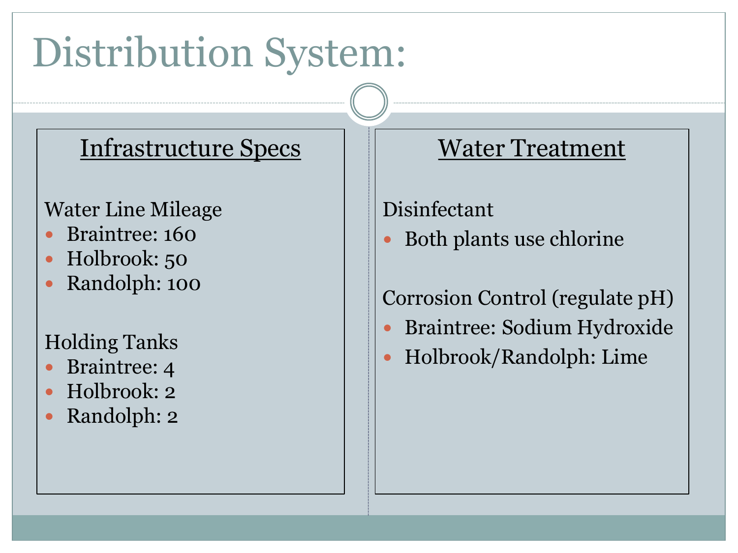# Distribution System:

## Infrastructure Specs

Water Line Mileage

- Braintree: 160
- Holbrook: 50
- Randolph: 100

Holding Tanks

- Braintree: 4
- Holbrook: 2
- Randolph: 2

## Water Treatment

Disinfectant

- Both plants use chlorine

Corrosion Control (regulate pH)

- Braintree: Sodium Hydroxide
- Holbrook/Randolph: Lime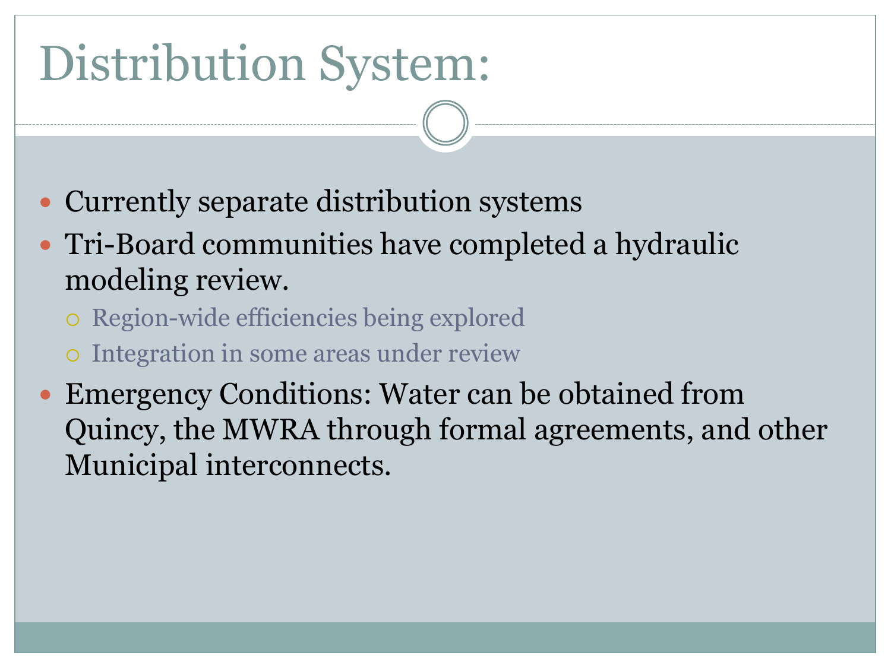# Distribution System:

- Currently separate distribution systems
- Tri-Board communities have completed a hydraulic modeling review.
  - Region-wide efficiencies being explored
  - Integration in some areas under review
- Emergency Conditions: Water can be obtained from Quincy, the MWRA through formal agreements, and other Municipal interconnects.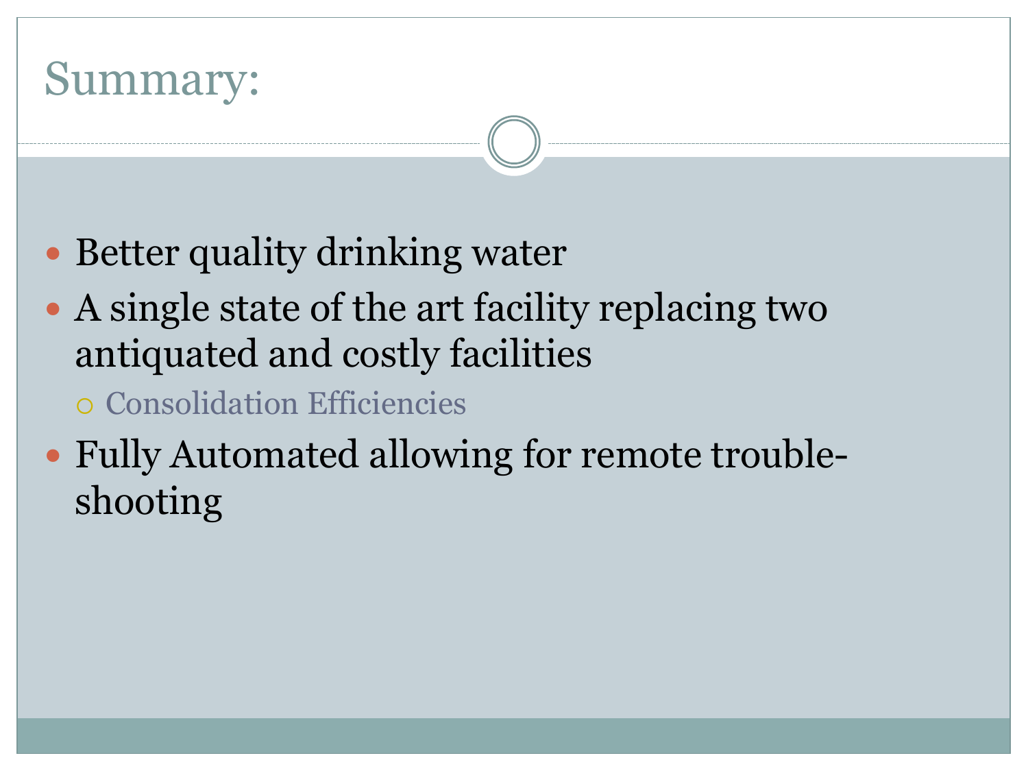# Summary:

- Better quality drinking water
- A single state of the art facility replacing two antiquated and costly facilities
  - Consolidation Efficiencies
- Fully Automated allowing for remote trouble-shooting